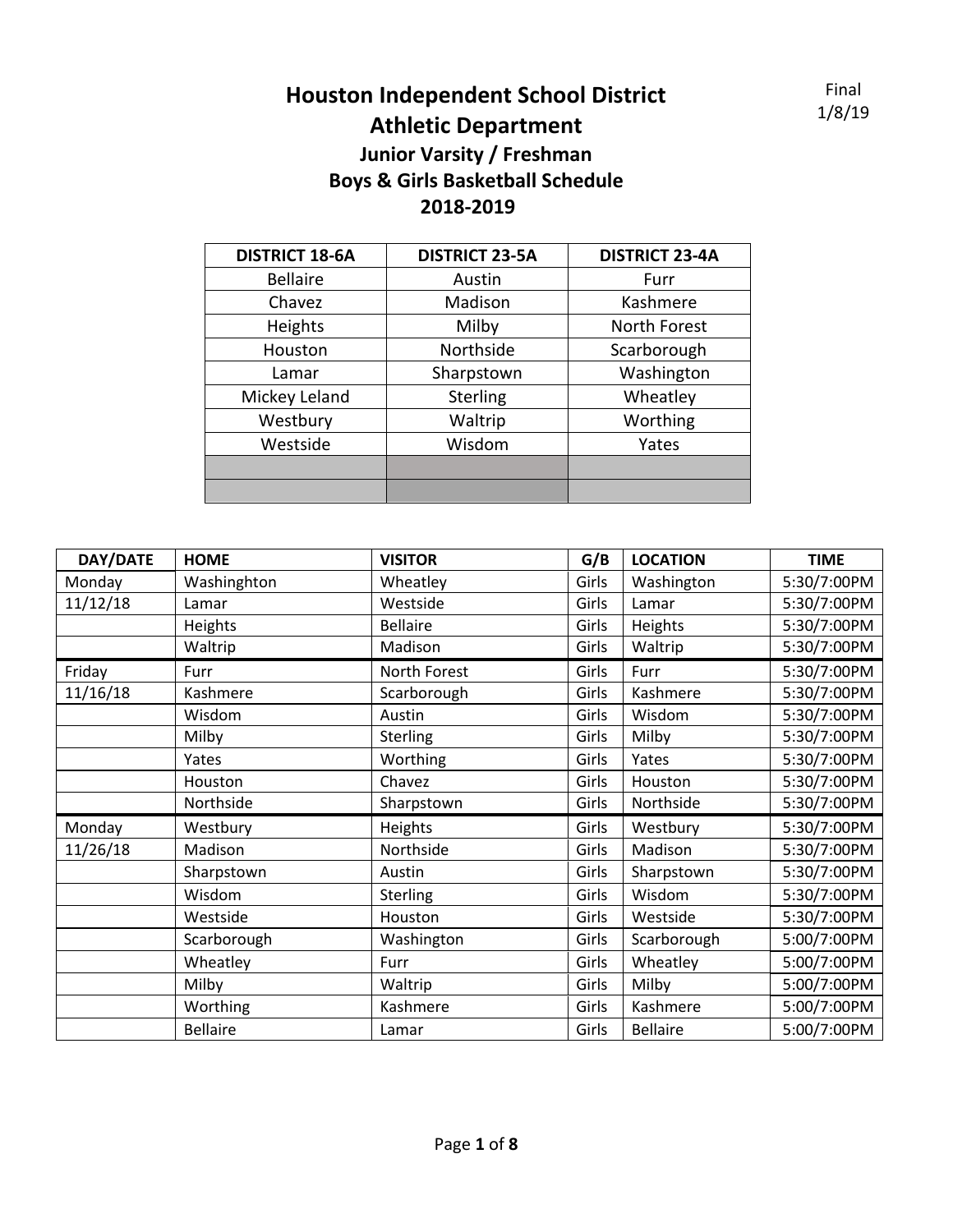Final
1/8/19

# Houston Independent School District
## Athletic Department
### Junior Varsity / Freshman
### Boys & Girls Basketball Schedule
### 2018-2019

| DISTRICT 18-6A | DISTRICT 23-5A | DISTRICT 23-4A |
|---|---|---|
| Bellaire | Austin | Furr |
| Chavez | Madison | Kashmere |
| Heights | Milby | North Forest |
| Houston | Northside | Scarborough |
| Lamar | Sharpstown | Washington |
| Mickey Leland | Sterling | Wheatley |
| Westbury | Waltrip | Worthing |
| Westside | Wisdom | Yates |
| | | |
| | | |

| DAY/DATE | HOME | VISITOR | G/B | LOCATION | TIME |
|---|---|---|---|---|---|
| Monday | Washinghton | Wheatley | Girls | Washington | 5:30/7:00PM |
| 11/12/18 | Lamar | Westside | Girls | Lamar | 5:30/7:00PM |
| | Heights | Bellaire | Girls | Heights | 5:30/7:00PM |
| | Waltrip | Madison | Girls | Waltrip | 5:30/7:00PM |
| Friday | Furr | North Forest | Girls | Furr | 5:30/7:00PM |
| 11/16/18 | Kashmere | Scarborough | Girls | Kashmere | 5:30/7:00PM |
| | Wisdom | Austin | Girls | Wisdom | 5:30/7:00PM |
| | Milby | Sterling | Girls | Milby | 5:30/7:00PM |
| | Yates | Worthing | Girls | Yates | 5:30/7:00PM |
| | Houston | Chavez | Girls | Houston | 5:30/7:00PM |
| | Northside | Sharpstown | Girls | Northside | 5:30/7:00PM |
| Monday | Westbury | Heights | Girls | Westbury | 5:30/7:00PM |
| 11/26/18 | Madison | Northside | Girls | Madison | 5:30/7:00PM |
| | Sharpstown | Austin | Girls | Sharpstown | 5:30/7:00PM |
| | Wisdom | Sterling | Girls | Wisdom | 5:30/7:00PM |
| | Westside | Houston | Girls | Westside | 5:30/7:00PM |
| | Scarborough | Washington | Girls | Scarborough | 5:00/7:00PM |
| | Wheatley | Furr | Girls | Wheatley | 5:00/7:00PM |
| | Milby | Waltrip | Girls | Milby | 5:00/7:00PM |
| | Worthing | Kashmere | Girls | Kashmere | 5:00/7:00PM |
| | Bellaire | Lamar | Girls | Bellaire | 5:00/7:00PM |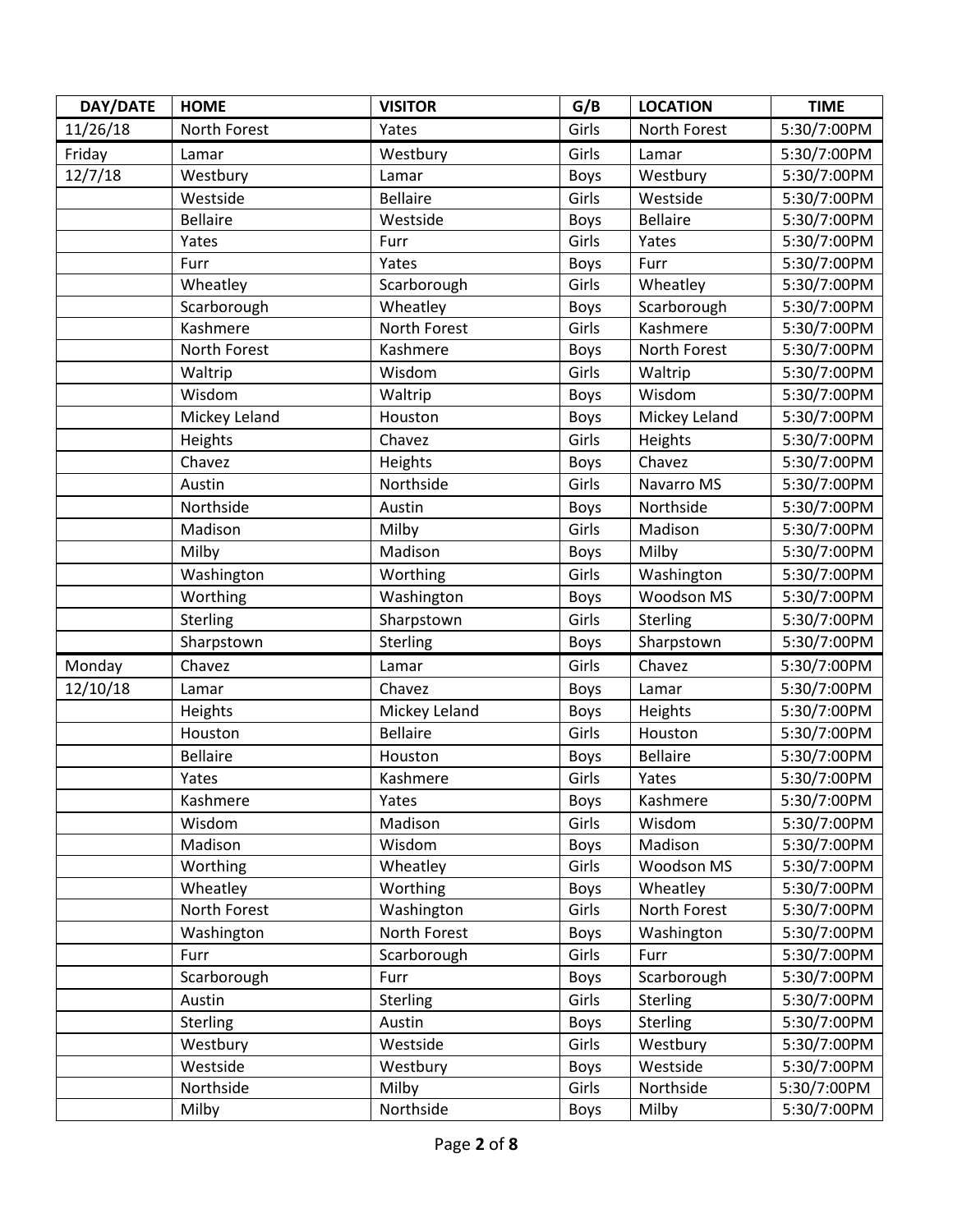| DAY/DATE | HOME | VISITOR | G/B | LOCATION | TIME |
|---|---|---|---|---|---|
| 11/26/18 | North Forest | Yates | Girls | North Forest | 5:30/7:00PM |
| Friday | Lamar | Westbury | Girls | Lamar | 5:30/7:00PM |
| 12/7/18 | Westbury | Lamar | Boys | Westbury | 5:30/7:00PM |
| | Westside | Bellaire | Girls | Westside | 5:30/7:00PM |
| | Bellaire | Westside | Boys | Bellaire | 5:30/7:00PM |
| | Yates | Furr | Girls | Yates | 5:30/7:00PM |
| | Furr | Yates | Boys | Furr | 5:30/7:00PM |
| | Wheatley | Scarborough | Girls | Wheatley | 5:30/7:00PM |
| | Scarborough | Wheatley | Boys | Scarborough | 5:30/7:00PM |
| | Kashmere | North Forest | Girls | Kashmere | 5:30/7:00PM |
| | North Forest | Kashmere | Boys | North Forest | 5:30/7:00PM |
| | Waltrip | Wisdom | Girls | Waltrip | 5:30/7:00PM |
| | Wisdom | Waltrip | Boys | Wisdom | 5:30/7:00PM |
| | Mickey Leland | Houston | Boys | Mickey Leland | 5:30/7:00PM |
| | Heights | Chavez | Girls | Heights | 5:30/7:00PM |
| | Chavez | Heights | Boys | Chavez | 5:30/7:00PM |
| | Austin | Northside | Girls | Navarro MS | 5:30/7:00PM |
| | Northside | Austin | Boys | Northside | 5:30/7:00PM |
| | Madison | Milby | Girls | Madison | 5:30/7:00PM |
| | Milby | Madison | Boys | Milby | 5:30/7:00PM |
| | Washington | Worthing | Girls | Washington | 5:30/7:00PM |
| | Worthing | Washington | Boys | Woodson MS | 5:30/7:00PM |
| | Sterling | Sharpstown | Girls | Sterling | 5:30/7:00PM |
| | Sharpstown | Sterling | Boys | Sharpstown | 5:30/7:00PM |
| Monday | Chavez | Lamar | Girls | Chavez | 5:30/7:00PM |
| 12/10/18 | Lamar | Chavez | Boys | Lamar | 5:30/7:00PM |
| | Heights | Mickey Leland | Boys | Heights | 5:30/7:00PM |
| | Houston | Bellaire | Girls | Houston | 5:30/7:00PM |
| | Bellaire | Houston | Boys | Bellaire | 5:30/7:00PM |
| | Yates | Kashmere | Girls | Yates | 5:30/7:00PM |
| | Kashmere | Yates | Boys | Kashmere | 5:30/7:00PM |
| | Wisdom | Madison | Girls | Wisdom | 5:30/7:00PM |
| | Madison | Wisdom | Boys | Madison | 5:30/7:00PM |
| | Worthing | Wheatley | Girls | Woodson MS | 5:30/7:00PM |
| | Wheatley | Worthing | Boys | Wheatley | 5:30/7:00PM |
| | North Forest | Washington | Girls | North Forest | 5:30/7:00PM |
| | Washington | North Forest | Boys | Washington | 5:30/7:00PM |
| | Furr | Scarborough | Girls | Furr | 5:30/7:00PM |
| | Scarborough | Furr | Boys | Scarborough | 5:30/7:00PM |
| | Austin | Sterling | Girls | Sterling | 5:30/7:00PM |
| | Sterling | Austin | Boys | Sterling | 5:30/7:00PM |
| | Westbury | Westside | Girls | Westbury | 5:30/7:00PM |
| | Westside | Westbury | Boys | Westside | 5:30/7:00PM |
| | Northside | Milby | Girls | Northside | 5:30/7:00PM |
| | Milby | Northside | Boys | Milby | 5:30/7:00PM |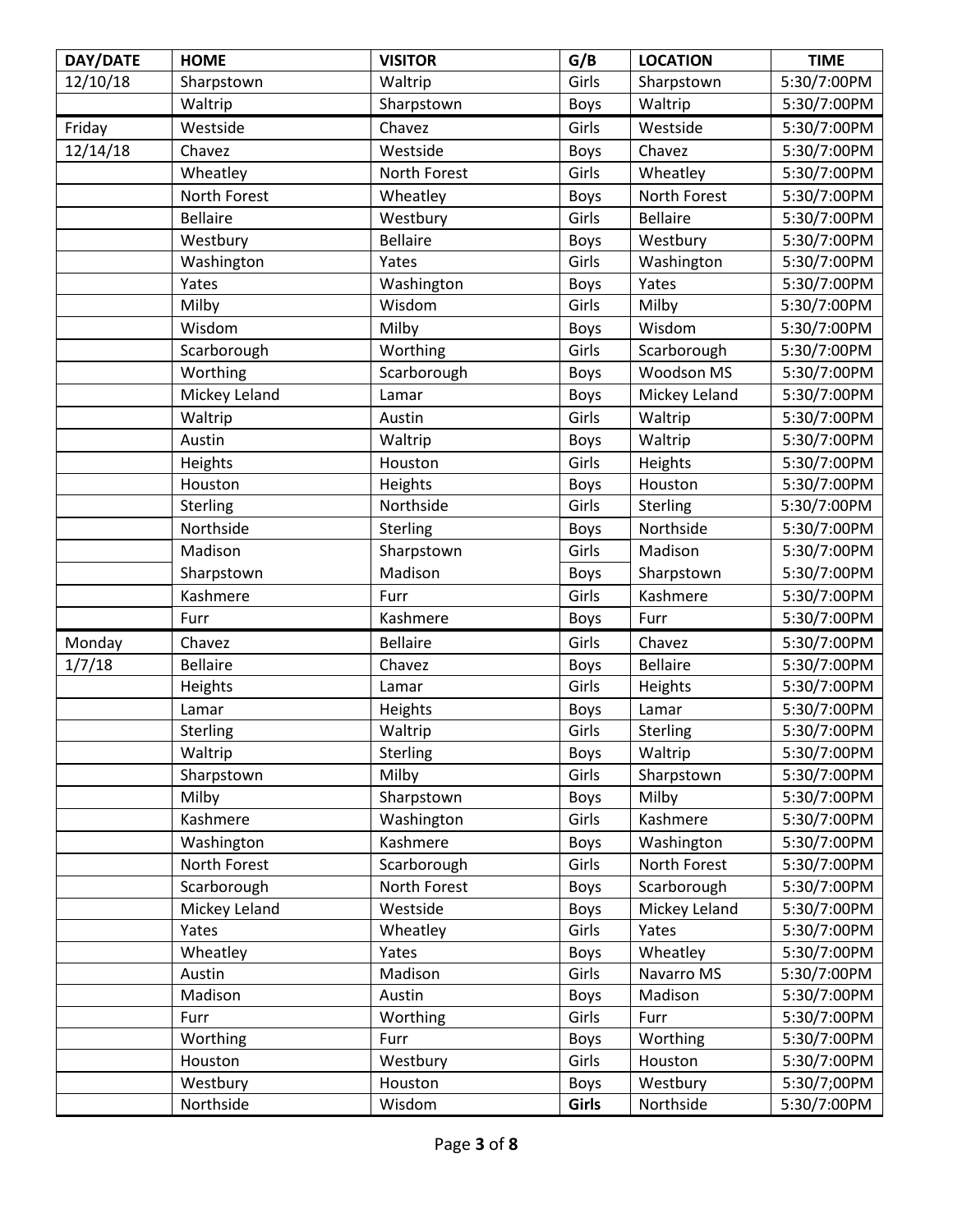| DAY/DATE | HOME | VISITOR | G/B | LOCATION | TIME |
|---|---|---|---|---|---|
| 12/10/18 | Sharpstown | Waltrip | Girls | Sharpstown | 5:30/7:00PM |
| | Waltrip | Sharpstown | Boys | Waltrip | 5:30/7:00PM |
| Friday | Westside | Chavez | Girls | Westside | 5:30/7:00PM |
| 12/14/18 | Chavez | Westside | Boys | Chavez | 5:30/7:00PM |
| | Wheatley | North Forest | Girls | Wheatley | 5:30/7:00PM |
| | North Forest | Wheatley | Boys | North Forest | 5:30/7:00PM |
| | Bellaire | Westbury | Girls | Bellaire | 5:30/7:00PM |
| | Westbury | Bellaire | Boys | Westbury | 5:30/7:00PM |
| | Washington | Yates | Girls | Washington | 5:30/7:00PM |
| | Yates | Washington | Boys | Yates | 5:30/7:00PM |
| | Milby | Wisdom | Girls | Milby | 5:30/7:00PM |
| | Wisdom | Milby | Boys | Wisdom | 5:30/7:00PM |
| | Scarborough | Worthing | Girls | Scarborough | 5:30/7:00PM |
| | Worthing | Scarborough | Boys | Woodson MS | 5:30/7:00PM |
| | Mickey Leland | Lamar | Boys | Mickey Leland | 5:30/7:00PM |
| | Waltrip | Austin | Girls | Waltrip | 5:30/7:00PM |
| | Austin | Waltrip | Boys | Waltrip | 5:30/7:00PM |
| | Heights | Houston | Girls | Heights | 5:30/7:00PM |
| | Houston | Heights | Boys | Houston | 5:30/7:00PM |
| | Sterling | Northside | Girls | Sterling | 5:30/7:00PM |
| | Northside | Sterling | Boys | Northside | 5:30/7:00PM |
| | Madison | Sharpstown | Girls | Madison | 5:30/7:00PM |
| | Sharpstown | Madison | Boys | Sharpstown | 5:30/7:00PM |
| | Kashmere | Furr | Girls | Kashmere | 5:30/7:00PM |
| | Furr | Kashmere | Boys | Furr | 5:30/7:00PM |
| Monday | Chavez | Bellaire | Girls | Chavez | 5:30/7:00PM |
| 1/7/18 | Bellaire | Chavez | Boys | Bellaire | 5:30/7:00PM |
| | Heights | Lamar | Girls | Heights | 5:30/7:00PM |
| | Lamar | Heights | Boys | Lamar | 5:30/7:00PM |
| | Sterling | Waltrip | Girls | Sterling | 5:30/7:00PM |
| | Waltrip | Sterling | Boys | Waltrip | 5:30/7:00PM |
| | Sharpstown | Milby | Girls | Sharpstown | 5:30/7:00PM |
| | Milby | Sharpstown | Boys | Milby | 5:30/7:00PM |
| | Kashmere | Washington | Girls | Kashmere | 5:30/7:00PM |
| | Washington | Kashmere | Boys | Washington | 5:30/7:00PM |
| | North Forest | Scarborough | Girls | North Forest | 5:30/7:00PM |
| | Scarborough | North Forest | Boys | Scarborough | 5:30/7:00PM |
| | Mickey Leland | Westside | Boys | Mickey Leland | 5:30/7:00PM |
| | Yates | Wheatley | Girls | Yates | 5:30/7:00PM |
| | Wheatley | Yates | Boys | Wheatley | 5:30/7:00PM |
| | Austin | Madison | Girls | Navarro MS | 5:30/7:00PM |
| | Madison | Austin | Boys | Madison | 5:30/7:00PM |
| | Furr | Worthing | Girls | Furr | 5:30/7:00PM |
| | Worthing | Furr | Boys | Worthing | 5:30/7:00PM |
| | Houston | Westbury | Girls | Houston | 5:30/7:00PM |
| | Westbury | Houston | Boys | Westbury | 5:30/7;00PM |
| | Northside | Wisdom | **Girls** | Northside | 5:30/7:00PM |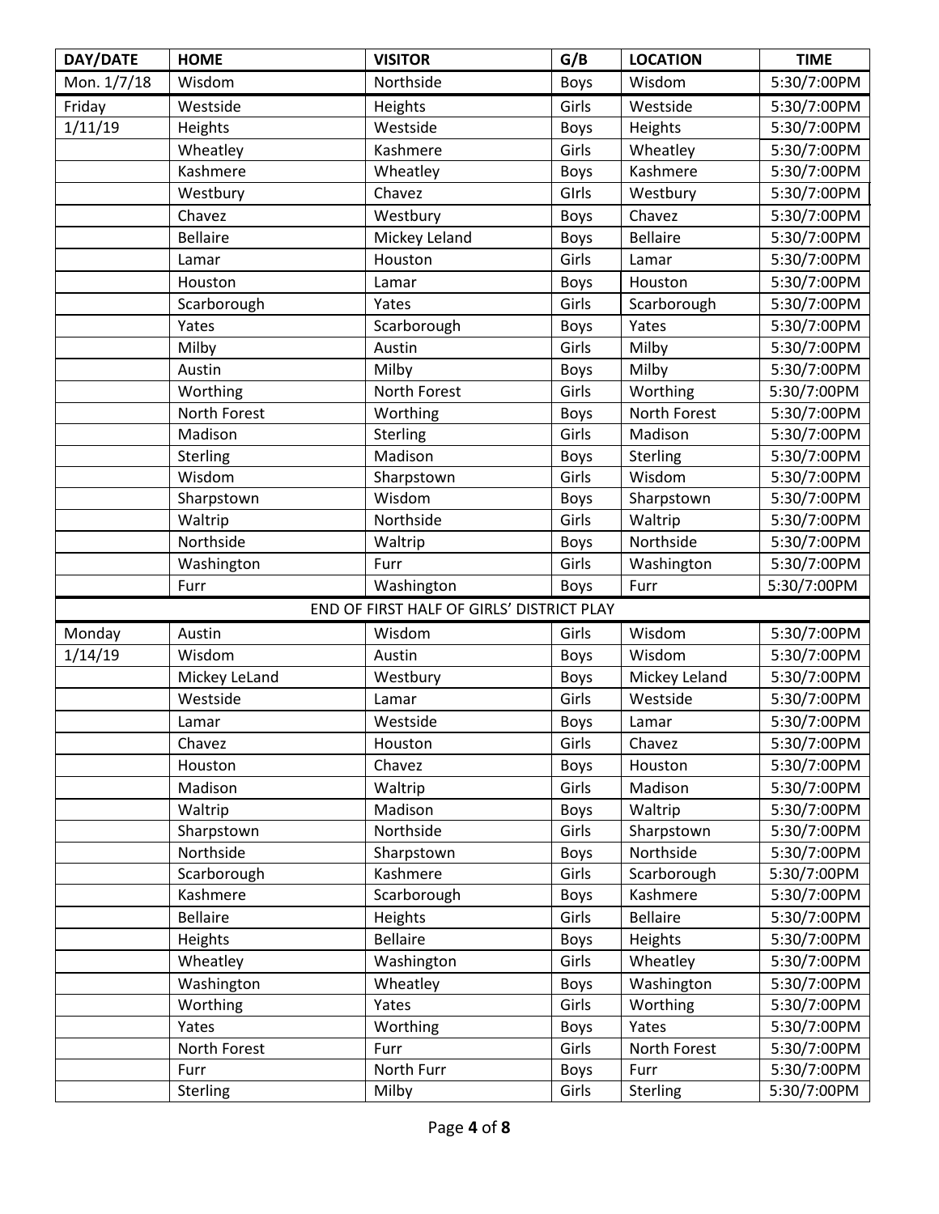| DAY/DATE | HOME | VISITOR | G/B | LOCATION | TIME |
|---|---|---|---|---|---|
| Mon. 1/7/18 | Wisdom | Northside | Boys | Wisdom | 5:30/7:00PM |
| Friday | Westside | Heights | Girls | Westside | 5:30/7:00PM |
| 1/11/19 | Heights | Westside | Boys | Heights | 5:30/7:00PM |
| | Wheatley | Kashmere | Girls | Wheatley | 5:30/7:00PM |
| | Kashmere | Wheatley | Boys | Kashmere | 5:30/7:00PM |
| | Westbury | Chavez | GIrls | Westbury | 5:30/7:00PM |
| | Chavez | Westbury | Boys | Chavez | 5:30/7:00PM |
| | Bellaire | Mickey Leland | Boys | Bellaire | 5:30/7:00PM |
| | Lamar | Houston | Girls | Lamar | 5:30/7:00PM |
| | Houston | Lamar | Boys | Houston | 5:30/7:00PM |
| | Scarborough | Yates | Girls | Scarborough | 5:30/7:00PM |
| | Yates | Scarborough | Boys | Yates | 5:30/7:00PM |
| | Milby | Austin | Girls | Milby | 5:30/7:00PM |
| | Austin | Milby | Boys | Milby | 5:30/7:00PM |
| | Worthing | North Forest | Girls | Worthing | 5:30/7:00PM |
| | North Forest | Worthing | Boys | North Forest | 5:30/7:00PM |
| | Madison | Sterling | Girls | Madison | 5:30/7:00PM |
| | Sterling | Madison | Boys | Sterling | 5:30/7:00PM |
| | Wisdom | Sharpstown | Girls | Wisdom | 5:30/7:00PM |
| | Sharpstown | Wisdom | Boys | Sharpstown | 5:30/7:00PM |
| | Waltrip | Northside | Girls | Waltrip | 5:30/7:00PM |
| | Northside | Waltrip | Boys | Northside | 5:30/7:00PM |
| | Washington | Furr | Girls | Washington | 5:30/7:00PM |
| | Furr | Washington | Boys | Furr | 5:30/7:00PM |
| | | END OF FIRST HALF OF GIRLS' DISTRICT PLAY | | | |
| Monday | Austin | Wisdom | Girls | Wisdom | 5:30/7:00PM |
| 1/14/19 | Wisdom | Austin | Boys | Wisdom | 5:30/7:00PM |
| | Mickey LeLand | Westbury | Boys | Mickey Leland | 5:30/7:00PM |
| | Westside | Lamar | Girls | Westside | 5:30/7:00PM |
| | Lamar | Westside | Boys | Lamar | 5:30/7:00PM |
| | Chavez | Houston | Girls | Chavez | 5:30/7:00PM |
| | Houston | Chavez | Boys | Houston | 5:30/7:00PM |
| | Madison | Waltrip | Girls | Madison | 5:30/7:00PM |
| | Waltrip | Madison | Boys | Waltrip | 5:30/7:00PM |
| | Sharpstown | Northside | Girls | Sharpstown | 5:30/7:00PM |
| | Northside | Sharpstown | Boys | Northside | 5:30/7:00PM |
| | Scarborough | Kashmere | Girls | Scarborough | 5:30/7:00PM |
| | Kashmere | Scarborough | Boys | Kashmere | 5:30/7:00PM |
| | Bellaire | Heights | Girls | Bellaire | 5:30/7:00PM |
| | Heights | Bellaire | Boys | Heights | 5:30/7:00PM |
| | Wheatley | Washington | Girls | Wheatley | 5:30/7:00PM |
| | Washington | Wheatley | Boys | Washington | 5:30/7:00PM |
| | Worthing | Yates | Girls | Worthing | 5:30/7:00PM |
| | Yates | Worthing | Boys | Yates | 5:30/7:00PM |
| | North Forest | Furr | Girls | North Forest | 5:30/7:00PM |
| | Furr | North Furr | Boys | Furr | 5:30/7:00PM |
| | Sterling | Milby | Girls | Sterling | 5:30/7:00PM |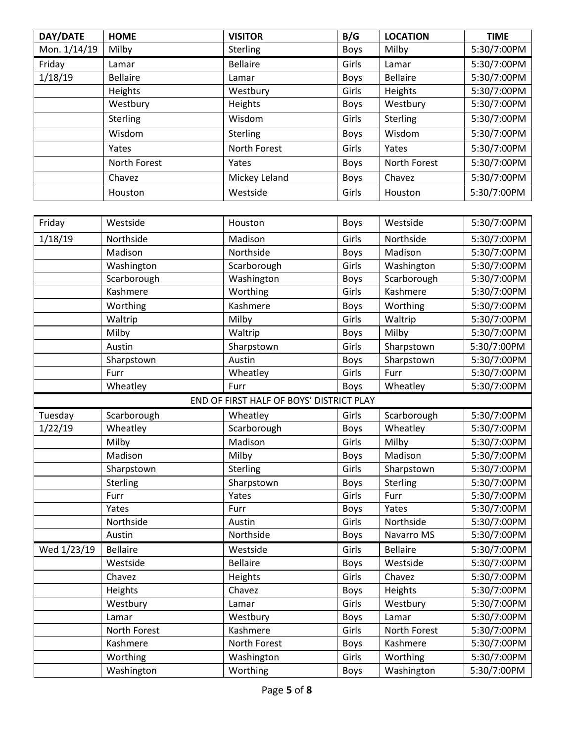| DAY/DATE | HOME | VISITOR | B/G | LOCATION | TIME |
|---|---|---|---|---|---|
| Mon. 1/14/19 | Milby | Sterling | Boys | Milby | 5:30/7:00PM |
| Friday | Lamar | Bellaire | Girls | Lamar | 5:30/7:00PM |
| 1/18/19 | Bellaire | Lamar | Boys | Bellaire | 5:30/7:00PM |
| | Heights | Westbury | Girls | Heights | 5:30/7:00PM |
| | Westbury | Heights | Boys | Westbury | 5:30/7:00PM |
| | Sterling | Wisdom | Girls | Sterling | 5:30/7:00PM |
| | Wisdom | Sterling | Boys | Wisdom | 5:30/7:00PM |
| | Yates | North Forest | Girls | Yates | 5:30/7:00PM |
| | North Forest | Yates | Boys | North Forest | 5:30/7:00PM |
| | Chavez | Mickey Leland | Boys | Chavez | 5:30/7:00PM |
| | Houston | Westside | Girls | Houston | 5:30/7:00PM |
| Friday | Westside | Houston | Boys | Westside | 5:30/7:00PM |
| 1/18/19 | Northside | Madison | Girls | Northside | 5:30/7:00PM |
| | Madison | Northside | Boys | Madison | 5:30/7:00PM |
| | Washington | Scarborough | Girls | Washington | 5:30/7:00PM |
| | Scarborough | Washington | Boys | Scarborough | 5:30/7:00PM |
| | Kashmere | Worthing | Girls | Kashmere | 5:30/7:00PM |
| | Worthing | Kashmere | Boys | Worthing | 5:30/7:00PM |
| | Waltrip | Milby | Girls | Waltrip | 5:30/7:00PM |
| | Milby | Waltrip | Boys | Milby | 5:30/7:00PM |
| | Austin | Sharpstown | Girls | Sharpstown | 5:30/7:00PM |
| | Sharpstown | Austin | Boys | Sharpstown | 5:30/7:00PM |
| | Furr | Wheatley | Girls | Furr | 5:30/7:00PM |
| | Wheatley | Furr | Boys | Wheatley | 5:30/7:00PM |
| | | END OF FIRST HALF OF BOYS' DISTRICT PLAY | | | |
| Tuesday | Scarborough | Wheatley | Girls | Scarborough | 5:30/7:00PM |
| 1/22/19 | Wheatley | Scarborough | Boys | Wheatley | 5:30/7:00PM |
| | Milby | Madison | Girls | Milby | 5:30/7:00PM |
| | Madison | Milby | Boys | Madison | 5:30/7:00PM |
| | Sharpstown | Sterling | Girls | Sharpstown | 5:30/7:00PM |
| | Sterling | Sharpstown | Boys | Sterling | 5:30/7:00PM |
| | Furr | Yates | Girls | Furr | 5:30/7:00PM |
| | Yates | Furr | Boys | Yates | 5:30/7:00PM |
| | Northside | Austin | Girls | Northside | 5:30/7:00PM |
| | Austin | Northside | Boys | Navarro MS | 5:30/7:00PM |
| Wed 1/23/19 | Bellaire | Westside | Girls | Bellaire | 5:30/7:00PM |
| | Westside | Bellaire | Boys | Westside | 5:30/7:00PM |
| | Chavez | Heights | Girls | Chavez | 5:30/7:00PM |
| | Heights | Chavez | Boys | Heights | 5:30/7:00PM |
| | Westbury | Lamar | Girls | Westbury | 5:30/7:00PM |
| | Lamar | Westbury | Boys | Lamar | 5:30/7:00PM |
| | North Forest | Kashmere | Girls | North Forest | 5:30/7:00PM |
| | Kashmere | North Forest | Boys | Kashmere | 5:30/7:00PM |
| | Worthing | Washington | Girls | Worthing | 5:30/7:00PM |
| | Washington | Worthing | Boys | Washington | 5:30/7:00PM |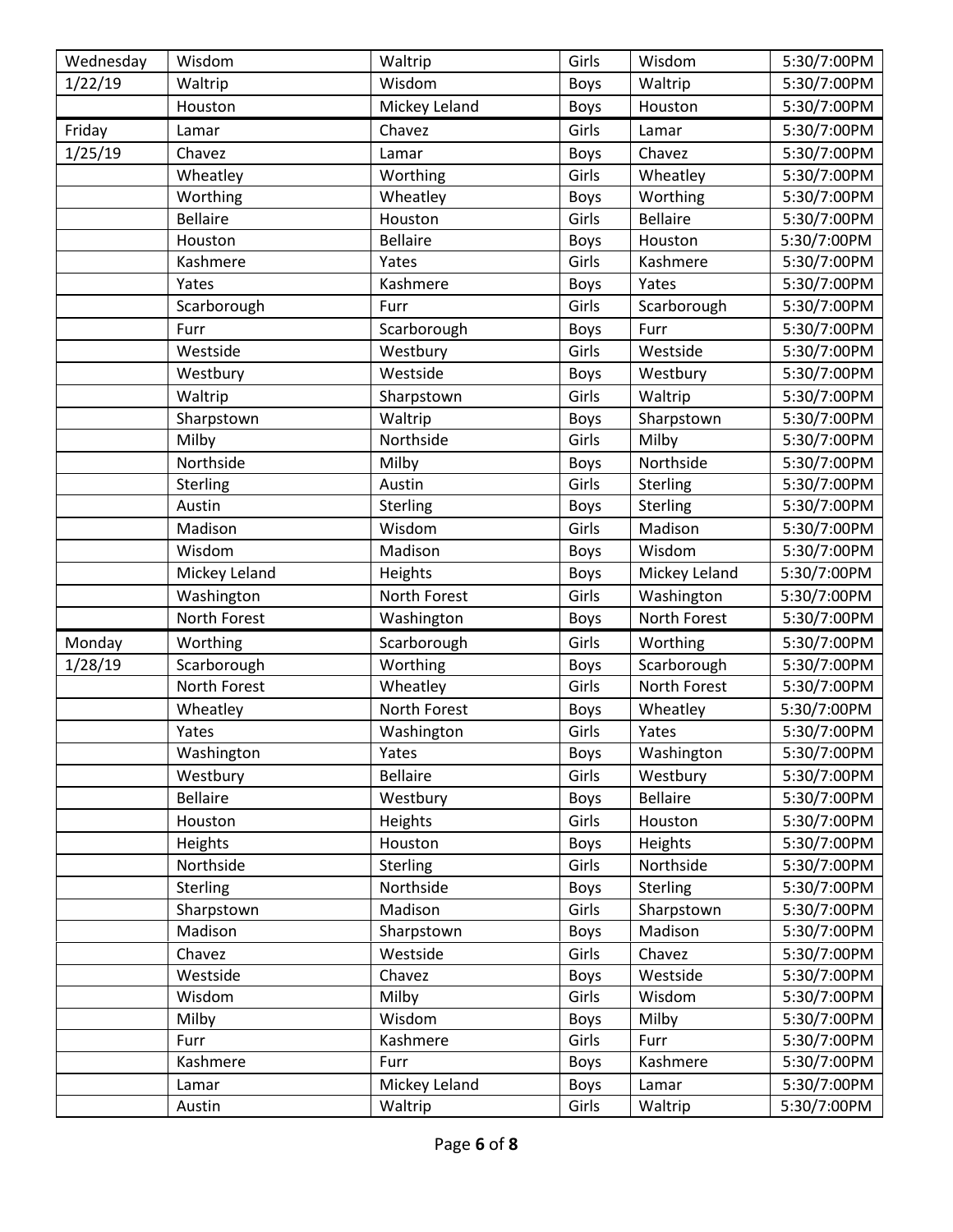| Wednesday | Wisdom | Waltrip | Girls | Wisdom | 5:30/7:00PM |
|---|---|---|---|---|---|
| 1/22/19 | Waltrip | Wisdom | Boys | Waltrip | 5:30/7:00PM |
| | Houston | Mickey Leland | Boys | Houston | 5:30/7:00PM |
| Friday | Lamar | Chavez | Girls | Lamar | 5:30/7:00PM |
| 1/25/19 | Chavez | Lamar | Boys | Chavez | 5:30/7:00PM |
| | Wheatley | Worthing | Girls | Wheatley | 5:30/7:00PM |
| | Worthing | Wheatley | Boys | Worthing | 5:30/7:00PM |
| | Bellaire | Houston | Girls | Bellaire | 5:30/7:00PM |
| | Houston | Bellaire | Boys | Houston | 5:30/7:00PM |
| | Kashmere | Yates | Girls | Kashmere | 5:30/7:00PM |
| | Yates | Kashmere | Boys | Yates | 5:30/7:00PM |
| | Scarborough | Furr | Girls | Scarborough | 5:30/7:00PM |
| | Furr | Scarborough | Boys | Furr | 5:30/7:00PM |
| | Westside | Westbury | Girls | Westside | 5:30/7:00PM |
| | Westbury | Westside | Boys | Westbury | 5:30/7:00PM |
| | Waltrip | Sharpstown | Girls | Waltrip | 5:30/7:00PM |
| | Sharpstown | Waltrip | Boys | Sharpstown | 5:30/7:00PM |
| | Milby | Northside | Girls | Milby | 5:30/7:00PM |
| | Northside | Milby | Boys | Northside | 5:30/7:00PM |
| | Sterling | Austin | Girls | Sterling | 5:30/7:00PM |
| | Austin | Sterling | Boys | Sterling | 5:30/7:00PM |
| | Madison | Wisdom | Girls | Madison | 5:30/7:00PM |
| | Wisdom | Madison | Boys | Wisdom | 5:30/7:00PM |
| | Mickey Leland | Heights | Boys | Mickey Leland | 5:30/7:00PM |
| | Washington | North Forest | Girls | Washington | 5:30/7:00PM |
| | North Forest | Washington | Boys | North Forest | 5:30/7:00PM |
| Monday | Worthing | Scarborough | Girls | Worthing | 5:30/7:00PM |
| 1/28/19 | Scarborough | Worthing | Boys | Scarborough | 5:30/7:00PM |
| | North Forest | Wheatley | Girls | North Forest | 5:30/7:00PM |
| | Wheatley | North Forest | Boys | Wheatley | 5:30/7:00PM |
| | Yates | Washington | Girls | Yates | 5:30/7:00PM |
| | Washington | Yates | Boys | Washington | 5:30/7:00PM |
| | Westbury | Bellaire | Girls | Westbury | 5:30/7:00PM |
| | Bellaire | Westbury | Boys | Bellaire | 5:30/7:00PM |
| | Houston | Heights | Girls | Houston | 5:30/7:00PM |
| | Heights | Houston | Boys | Heights | 5:30/7:00PM |
| | Northside | Sterling | Girls | Northside | 5:30/7:00PM |
| | Sterling | Northside | Boys | Sterling | 5:30/7:00PM |
| | Sharpstown | Madison | Girls | Sharpstown | 5:30/7:00PM |
| | Madison | Sharpstown | Boys | Madison | 5:30/7:00PM |
| | Chavez | Westside | Girls | Chavez | 5:30/7:00PM |
| | Westside | Chavez | Boys | Westside | 5:30/7:00PM |
| | Wisdom | Milby | Girls | Wisdom | 5:30/7:00PM |
| | Milby | Wisdom | Boys | Milby | 5:30/7:00PM |
| | Furr | Kashmere | Girls | Furr | 5:30/7:00PM |
| | Kashmere | Furr | Boys | Kashmere | 5:30/7:00PM |
| | Lamar | Mickey Leland | Boys | Lamar | 5:30/7:00PM |
| | Austin | Waltrip | Girls | Waltrip | 5:30/7:00PM |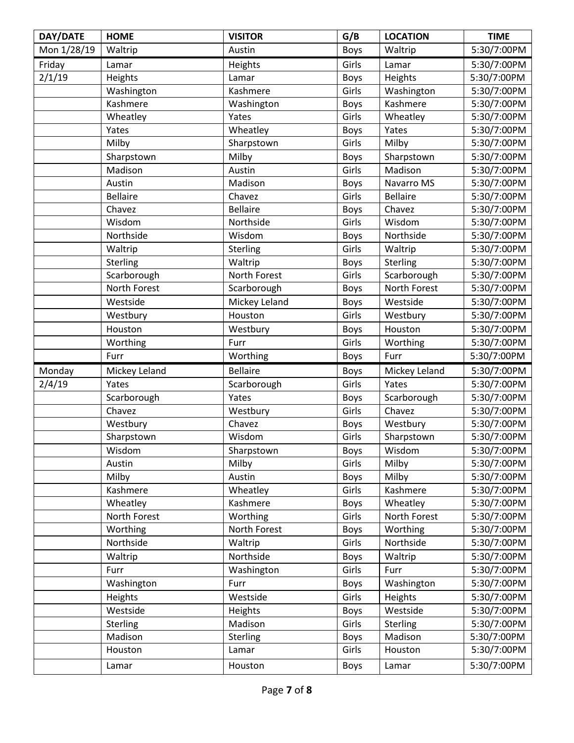| DAY/DATE | HOME | VISITOR | G/B | LOCATION | TIME |
|---|---|---|---|---|---|
| Mon 1/28/19 | Waltrip | Austin | Boys | Waltrip | 5:30/7:00PM |
| Friday | Lamar | Heights | Girls | Lamar | 5:30/7:00PM |
| 2/1/19 | Heights | Lamar | Boys | Heights | 5:30/7:00PM |
| | Washington | Kashmere | Girls | Washington | 5:30/7:00PM |
| | Kashmere | Washington | Boys | Kashmere | 5:30/7:00PM |
| | Wheatley | Yates | Girls | Wheatley | 5:30/7:00PM |
| | Yates | Wheatley | Boys | Yates | 5:30/7:00PM |
| | Milby | Sharpstown | Girls | Milby | 5:30/7:00PM |
| | Sharpstown | Milby | Boys | Sharpstown | 5:30/7:00PM |
| | Madison | Austin | Girls | Madison | 5:30/7:00PM |
| | Austin | Madison | Boys | Navarro MS | 5:30/7:00PM |
| | Bellaire | Chavez | Girls | Bellaire | 5:30/7:00PM |
| | Chavez | Bellaire | Boys | Chavez | 5:30/7:00PM |
| | Wisdom | Northside | Girls | Wisdom | 5:30/7:00PM |
| | Northside | Wisdom | Boys | Northside | 5:30/7:00PM |
| | Waltrip | Sterling | Girls | Waltrip | 5:30/7:00PM |
| | Sterling | Waltrip | Boys | Sterling | 5:30/7:00PM |
| | Scarborough | North Forest | Girls | Scarborough | 5:30/7:00PM |
| | North Forest | Scarborough | Boys | North Forest | 5:30/7:00PM |
| | Westside | Mickey Leland | Boys | Westside | 5:30/7:00PM |
| | Westbury | Houston | Girls | Westbury | 5:30/7:00PM |
| | Houston | Westbury | Boys | Houston | 5:30/7:00PM |
| | Worthing | Furr | Girls | Worthing | 5:30/7:00PM |
| | Furr | Worthing | Boys | Furr | 5:30/7:00PM |
| Monday | Mickey Leland | Bellaire | Boys | Mickey Leland | 5:30/7:00PM |
| 2/4/19 | Yates | Scarborough | Girls | Yates | 5:30/7:00PM |
| | Scarborough | Yates | Boys | Scarborough | 5:30/7:00PM |
| | Chavez | Westbury | Girls | Chavez | 5:30/7:00PM |
| | Westbury | Chavez | Boys | Westbury | 5:30/7:00PM |
| | Sharpstown | Wisdom | Girls | Sharpstown | 5:30/7:00PM |
| | Wisdom | Sharpstown | Boys | Wisdom | 5:30/7:00PM |
| | Austin | Milby | Girls | Milby | 5:30/7:00PM |
| | Milby | Austin | Boys | Milby | 5:30/7:00PM |
| | Kashmere | Wheatley | Girls | Kashmere | 5:30/7:00PM |
| | Wheatley | Kashmere | Boys | Wheatley | 5:30/7:00PM |
| | North Forest | Worthing | Girls | North Forest | 5:30/7:00PM |
| | Worthing | North Forest | Boys | Worthing | 5:30/7:00PM |
| | Northside | Waltrip | Girls | Northside | 5:30/7:00PM |
| | Waltrip | Northside | Boys | Waltrip | 5:30/7:00PM |
| | Furr | Washington | Girls | Furr | 5:30/7:00PM |
| | Washington | Furr | Boys | Washington | 5:30/7:00PM |
| | Heights | Westside | Girls | Heights | 5:30/7:00PM |
| | Westside | Heights | Boys | Westside | 5:30/7:00PM |
| | Sterling | Madison | Girls | Sterling | 5:30/7:00PM |
| | Madison | Sterling | Boys | Madison | 5:30/7:00PM |
| | Houston | Lamar | Girls | Houston | 5:30/7:00PM |
| | Lamar | Houston | Boys | Lamar | 5:30/7:00PM |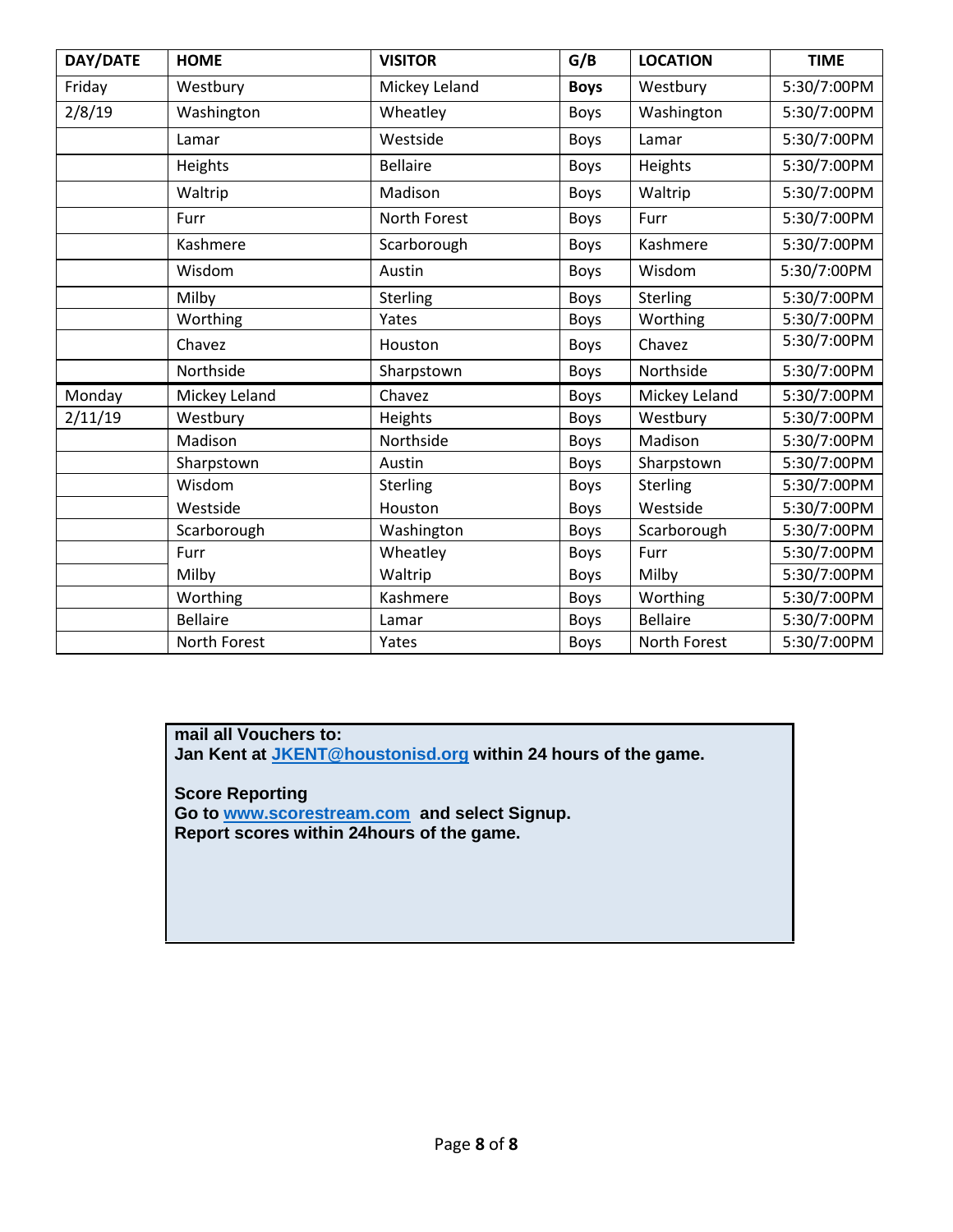| DAY/DATE | HOME | VISITOR | G/B | LOCATION | TIME |
|---|---|---|---|---|---|
| Friday | Westbury | Mickey Leland | **Boys** | Westbury | 5:30/7:00PM |
| 2/8/19 | Washington | Wheatley | Boys | Washington | 5:30/7:00PM |
| | Lamar | Westside | Boys | Lamar | 5:30/7:00PM |
| | Heights | Bellaire | Boys | Heights | 5:30/7:00PM |
| | Waltrip | Madison | Boys | Waltrip | 5:30/7:00PM |
| | Furr | North Forest | Boys | Furr | 5:30/7:00PM |
| | Kashmere | Scarborough | Boys | Kashmere | 5:30/7:00PM |
| | Wisdom | Austin | Boys | Wisdom | 5:30/7:00PM |
| | Milby | Sterling | Boys | Sterling | 5:30/7:00PM |
| | Worthing | Yates | Boys | Worthing | 5:30/7:00PM |
| | Chavez | Houston | Boys | Chavez | 5:30/7:00PM |
| | Northside | Sharpstown | Boys | Northside | 5:30/7:00PM |
| Monday | Mickey Leland | Chavez | Boys | Mickey Leland | 5:30/7:00PM |
| 2/11/19 | Westbury | Heights | Boys | Westbury | 5:30/7:00PM |
| | Madison | Northside | Boys | Madison | 5:30/7:00PM |
| | Sharpstown | Austin | Boys | Sharpstown | 5:30/7:00PM |
| | Wisdom | Sterling | Boys | Sterling | 5:30/7:00PM |
| | Westside | Houston | Boys | Westside | 5:30/7:00PM |
| | Scarborough | Washington | Boys | Scarborough | 5:30/7:00PM |
| | Furr | Wheatley | Boys | Furr | 5:30/7:00PM |
| | Milby | Waltrip | Boys | Milby | 5:30/7:00PM |
| | Worthing | Kashmere | Boys | Worthing | 5:30/7:00PM |
| | Bellaire | Lamar | Boys | Bellaire | 5:30/7:00PM |
| | North Forest | Yates | Boys | North Forest | 5:30/7:00PM |

**mail all Vouchers to:**
**Jan Kent at JKENT@houstonisd.org within 24 hours of the game.**

**Score Reporting**
**Go to www.scorestream.com and select Signup.**
**Report scores within 24hours of the game.**